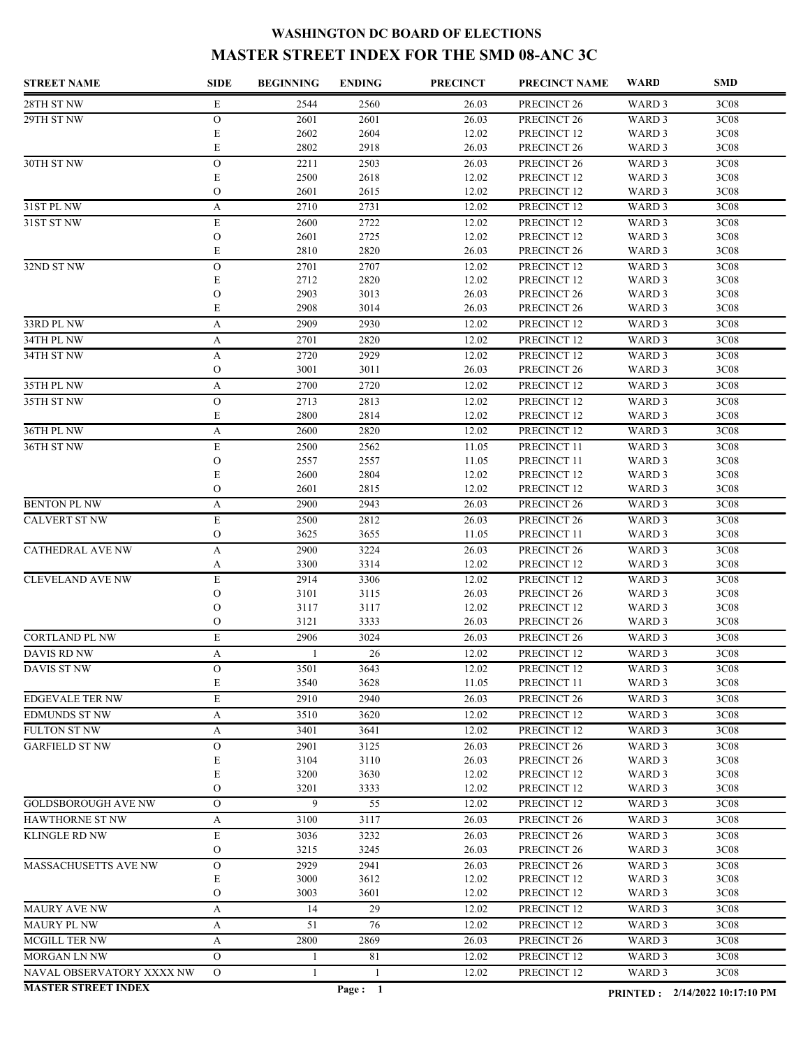# WASHINGTON DC BOARD OF ELECTIONS

## MASTER STREET INDEX FOR THE SMD 08-ANC 3C

| STREET NAME | SIDE | BEGINNING | ENDING | PRECINCT | PRECINCT NAME | WARD | SMD |
|---|---|---|---|---|---|---|---|
| 28TH ST NW | E | 2544 | 2560 | 26.03 | PRECINCT 26 | WARD 3 | 3C08 |
| 29TH ST NW | O | 2601 | 2601 | 26.03 | PRECINCT 26 | WARD 3 | 3C08 |
| | E | 2602 | 2604 | 12.02 | PRECINCT 12 | WARD 3 | 3C08 |
| | E | 2802 | 2918 | 26.03 | PRECINCT 26 | WARD 3 | 3C08 |
| 30TH ST NW | O | 2211 | 2503 | 26.03 | PRECINCT 26 | WARD 3 | 3C08 |
| | E | 2500 | 2618 | 12.02 | PRECINCT 12 | WARD 3 | 3C08 |
| | O | 2601 | 2615 | 12.02 | PRECINCT 12 | WARD 3 | 3C08 |
| 31ST PL NW | A | 2710 | 2731 | 12.02 | PRECINCT 12 | WARD 3 | 3C08 |
| 31ST ST NW | E | 2600 | 2722 | 12.02 | PRECINCT 12 | WARD 3 | 3C08 |
| | O | 2601 | 2725 | 12.02 | PRECINCT 12 | WARD 3 | 3C08 |
| | E | 2810 | 2820 | 26.03 | PRECINCT 26 | WARD 3 | 3C08 |
| 32ND ST NW | O | 2701 | 2707 | 12.02 | PRECINCT 12 | WARD 3 | 3C08 |
| | E | 2712 | 2820 | 12.02 | PRECINCT 12 | WARD 3 | 3C08 |
| | O | 2903 | 3013 | 26.03 | PRECINCT 26 | WARD 3 | 3C08 |
| | E | 2908 | 3014 | 26.03 | PRECINCT 26 | WARD 3 | 3C08 |
| 33RD PL NW | A | 2909 | 2930 | 12.02 | PRECINCT 12 | WARD 3 | 3C08 |
| 34TH PL NW | A | 2701 | 2820 | 12.02 | PRECINCT 12 | WARD 3 | 3C08 |
| 34TH ST NW | A | 2720 | 2929 | 12.02 | PRECINCT 12 | WARD 3 | 3C08 |
| | O | 3001 | 3011 | 26.03 | PRECINCT 26 | WARD 3 | 3C08 |
| 35TH PL NW | A | 2700 | 2720 | 12.02 | PRECINCT 12 | WARD 3 | 3C08 |
| 35TH ST NW | O | 2713 | 2813 | 12.02 | PRECINCT 12 | WARD 3 | 3C08 |
| | E | 2800 | 2814 | 12.02 | PRECINCT 12 | WARD 3 | 3C08 |
| 36TH PL NW | A | 2600 | 2820 | 12.02 | PRECINCT 12 | WARD 3 | 3C08 |
| 36TH ST NW | E | 2500 | 2562 | 11.05 | PRECINCT 11 | WARD 3 | 3C08 |
| | O | 2557 | 2557 | 11.05 | PRECINCT 11 | WARD 3 | 3C08 |
| | E | 2600 | 2804 | 12.02 | PRECINCT 12 | WARD 3 | 3C08 |
| | O | 2601 | 2815 | 12.02 | PRECINCT 12 | WARD 3 | 3C08 |
| BENTON PL NW | A | 2900 | 2943 | 26.03 | PRECINCT 26 | WARD 3 | 3C08 |
| CALVERT ST NW | E | 2500 | 2812 | 26.03 | PRECINCT 26 | WARD 3 | 3C08 |
| | O | 3625 | 3655 | 11.05 | PRECINCT 11 | WARD 3 | 3C08 |
| CATHEDRAL AVE NW | A | 2900 | 3224 | 26.03 | PRECINCT 26 | WARD 3 | 3C08 |
| | A | 3300 | 3314 | 12.02 | PRECINCT 12 | WARD 3 | 3C08 |
| CLEVELAND AVE NW | E | 2914 | 3306 | 12.02 | PRECINCT 12 | WARD 3 | 3C08 |
| | O | 3101 | 3115 | 26.03 | PRECINCT 26 | WARD 3 | 3C08 |
| | O | 3117 | 3117 | 12.02 | PRECINCT 12 | WARD 3 | 3C08 |
| | O | 3121 | 3333 | 26.03 | PRECINCT 26 | WARD 3 | 3C08 |
| CORTLAND PL NW | E | 2906 | 3024 | 26.03 | PRECINCT 26 | WARD 3 | 3C08 |
| DAVIS RD NW | A | 1 | 26 | 12.02 | PRECINCT 12 | WARD 3 | 3C08 |
| DAVIS ST NW | O | 3501 | 3643 | 12.02 | PRECINCT 12 | WARD 3 | 3C08 |
| | E | 3540 | 3628 | 11.05 | PRECINCT 11 | WARD 3 | 3C08 |
| EDGEVALE TER NW | E | 2910 | 2940 | 26.03 | PRECINCT 26 | WARD 3 | 3C08 |
| EDMUNDS ST NW | A | 3510 | 3620 | 12.02 | PRECINCT 12 | WARD 3 | 3C08 |
| FULTON ST NW | A | 3401 | 3641 | 12.02 | PRECINCT 12 | WARD 3 | 3C08 |
| GARFIELD ST NW | O | 2901 | 3125 | 26.03 | PRECINCT 26 | WARD 3 | 3C08 |
| | E | 3104 | 3110 | 26.03 | PRECINCT 26 | WARD 3 | 3C08 |
| | E | 3200 | 3630 | 12.02 | PRECINCT 12 | WARD 3 | 3C08 |
| | O | 3201 | 3333 | 12.02 | PRECINCT 12 | WARD 3 | 3C08 |
| GOLDSBOROUGH AVE NW | O | 9 | 55 | 12.02 | PRECINCT 12 | WARD 3 | 3C08 |
| HAWTHORNE ST NW | A | 3100 | 3117 | 26.03 | PRECINCT 26 | WARD 3 | 3C08 |
| KLINGLE RD NW | E | 3036 | 3232 | 26.03 | PRECINCT 26 | WARD 3 | 3C08 |
| | O | 3215 | 3245 | 26.03 | PRECINCT 26 | WARD 3 | 3C08 |
| MASSACHUSETTS AVE NW | O | 2929 | 2941 | 26.03 | PRECINCT 26 | WARD 3 | 3C08 |
| | E | 3000 | 3612 | 12.02 | PRECINCT 12 | WARD 3 | 3C08 |
| | O | 3003 | 3601 | 12.02 | PRECINCT 12 | WARD 3 | 3C08 |
| MAURY AVE NW | A | 14 | 29 | 12.02 | PRECINCT 12 | WARD 3 | 3C08 |
| MAURY PL NW | A | 51 | 76 | 12.02 | PRECINCT 12 | WARD 3 | 3C08 |
| MCGILL TER NW | A | 2800 | 2869 | 26.03 | PRECINCT 26 | WARD 3 | 3C08 |
| MORGAN LN NW | O | 1 | 81 | 12.02 | PRECINCT 12 | WARD 3 | 3C08 |
| NAVAL OBSERVATORY XXXX NW | O | 1 | 1 | 12.02 | PRECINCT 12 | WARD 3 | 3C08 |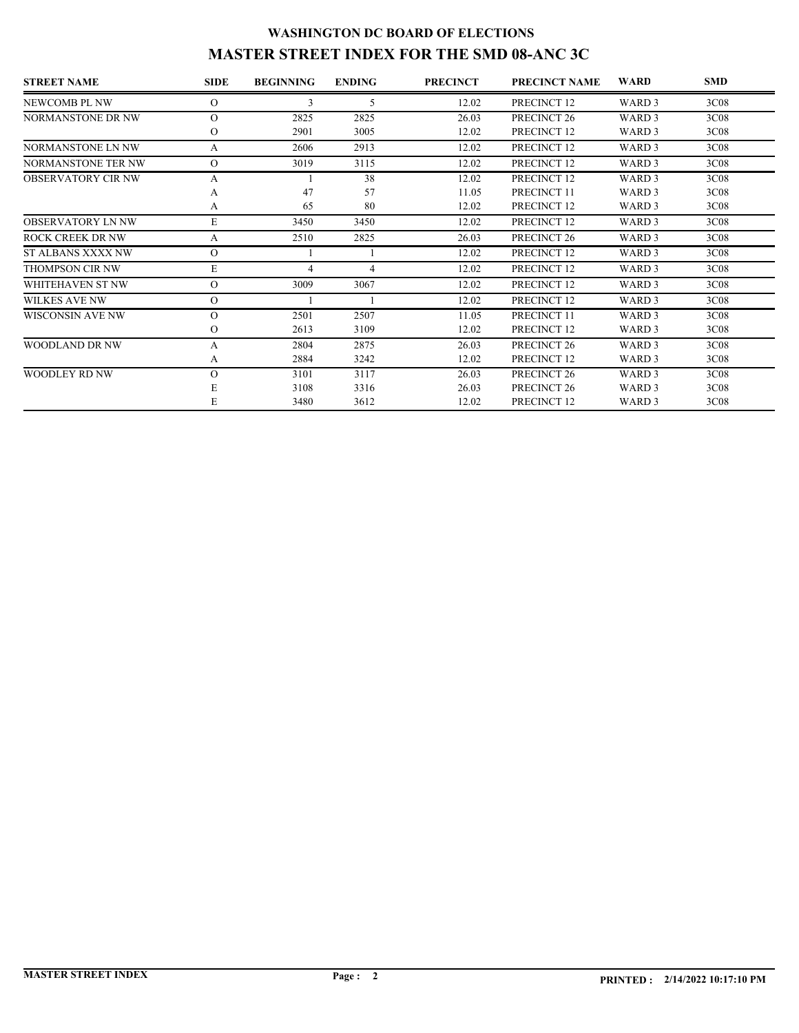# WASHINGTON DC BOARD OF ELECTIONS

## MASTER STREET INDEX FOR THE SMD 08-ANC 3C

| STREET NAME | SIDE | BEGINNING | ENDING | PRECINCT | PRECINCT NAME | WARD | SMD |
|---|---|---|---|---|---|---|---|
| NEWCOMB PL NW | O | 3 | 5 | 12.02 | PRECINCT 12 | WARD 3 | 3C08 |
| NORMANSTONE DR NW | O | 2825 | 2825 | 26.03 | PRECINCT 26 | WARD 3 | 3C08 |
| | O | 2901 | 3005 | 12.02 | PRECINCT 12 | WARD 3 | 3C08 |
| NORMANSTONE LN NW | A | 2606 | 2913 | 12.02 | PRECINCT 12 | WARD 3 | 3C08 |
| NORMANSTONE TER NW | O | 3019 | 3115 | 12.02 | PRECINCT 12 | WARD 3 | 3C08 |
| OBSERVATORY CIR NW | A | 1 | 38 | 12.02 | PRECINCT 12 | WARD 3 | 3C08 |
| | A | 47 | 57 | 11.05 | PRECINCT 11 | WARD 3 | 3C08 |
| | A | 65 | 80 | 12.02 | PRECINCT 12 | WARD 3 | 3C08 |
| OBSERVATORY LN NW | E | 3450 | 3450 | 12.02 | PRECINCT 12 | WARD 3 | 3C08 |
| ROCK CREEK DR NW | A | 2510 | 2825 | 26.03 | PRECINCT 26 | WARD 3 | 3C08 |
| ST ALBANS XXXX NW | O | 1 | 1 | 12.02 | PRECINCT 12 | WARD 3 | 3C08 |
| THOMPSON CIR NW | E | 4 | 4 | 12.02 | PRECINCT 12 | WARD 3 | 3C08 |
| WHITEHAVEN ST NW | O | 3009 | 3067 | 12.02 | PRECINCT 12 | WARD 3 | 3C08 |
| WILKES AVE NW | O | 1 | 1 | 12.02 | PRECINCT 12 | WARD 3 | 3C08 |
| WISCONSIN AVE NW | O | 2501 | 2507 | 11.05 | PRECINCT 11 | WARD 3 | 3C08 |
| | O | 2613 | 3109 | 12.02 | PRECINCT 12 | WARD 3 | 3C08 |
| WOODLAND DR NW | A | 2804 | 2875 | 26.03 | PRECINCT 26 | WARD 3 | 3C08 |
| | A | 2884 | 3242 | 12.02 | PRECINCT 12 | WARD 3 | 3C08 |
| WOODLEY RD NW | O | 3101 | 3117 | 26.03 | PRECINCT 26 | WARD 3 | 3C08 |
| | E | 3108 | 3316 | 26.03 | PRECINCT 26 | WARD 3 | 3C08 |
| | E | 3480 | 3612 | 12.02 | PRECINCT 12 | WARD 3 | 3C08 |

MASTER STREET INDEX

PRINTED : 2/14/2022 10:17:10 PM